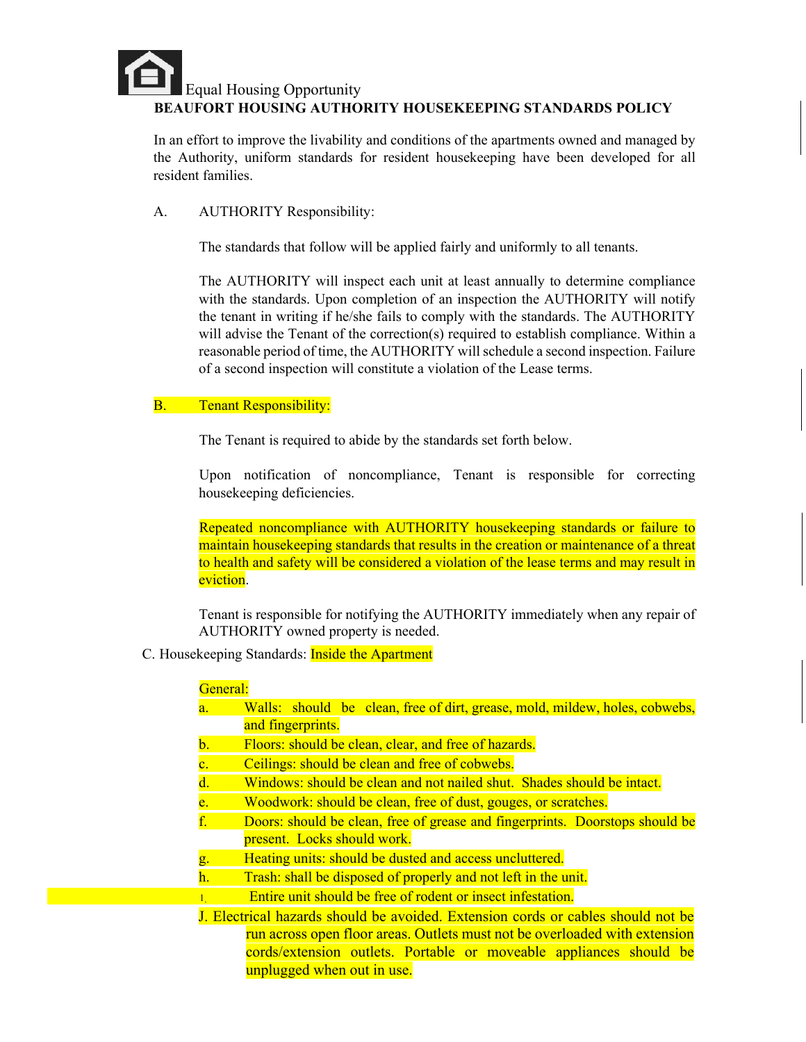Equal Housing Opportunity

**BEAUFORT HOUSING AUTHORITY HOUSEKEEPING STANDARDS POLICY**

In an effort to improve the livability and conditions of the apartments owned and managed by the Authority, uniform standards for resident housekeeping have been developed for all resident families.

A. AUTHORITY Responsibility:

The standards that follow will be applied fairly and uniformly to all tenants.

The AUTHORITY will inspect each unit at least annually to determine compliance with the standards. Upon completion of an inspection the AUTHORITY will notify the tenant in writing if he/she fails to comply with the standards. The AUTHORITY will advise the Tenant of the correction(s) required to establish compliance. Within a reasonable period of time, the AUTHORITY will schedule a second inspection. Failure of a second inspection will constitute a violation of the Lease terms.

B. Tenant Responsibility:

The Tenant is required to abide by the standards set forth below.

Upon notification of noncompliance, Tenant is responsible for correcting housekeeping deficiencies.

Repeated noncompliance with AUTHORITY housekeeping standards or failure to maintain housekeeping standards that results in the creation or maintenance of a threat to health and safety will be considered a violation of the lease terms and may result in eviction.

Tenant is responsible for notifying the AUTHORITY immediately when any repair of AUTHORITY owned property is needed.

C. Housekeeping Standards: Inside the Apartment

General:

a. Walls: should be clean, free of dirt, grease, mold, mildew, holes, cobwebs, and fingerprints.
b. Floors: should be clean, clear, and free of hazards.
c. Ceilings: should be clean and free of cobwebs.
d. Windows: should be clean and not nailed shut. Shades should be intact.
e. Woodwork: should be clean, free of dust, gouges, or scratches.
f. Doors: should be clean, free of grease and fingerprints. Doorstops should be present. Locks should work.
g. Heating units: should be dusted and access uncluttered.
h. Trash: shall be disposed of properly and not left in the unit.
I. Entire unit should be free of rodent or insect infestation.
J. Electrical hazards should be avoided. Extension cords or cables should not be run across open floor areas. Outlets must not be overloaded with extension cords/extension outlets. Portable or moveable appliances should be unplugged when out in use.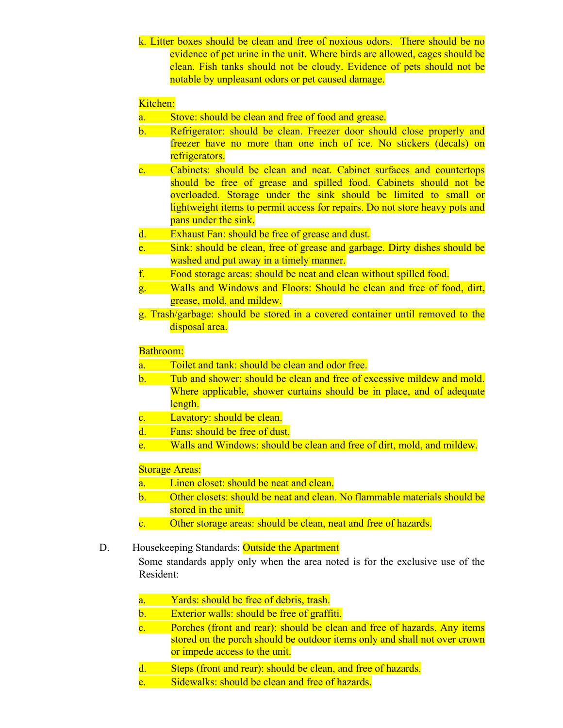k. Litter boxes should be clean and free of noxious odors. There should be no evidence of pet urine in the unit. Where birds are allowed, cages should be clean. Fish tanks should not be cloudy. Evidence of pets should not be notable by unpleasant odors or pet caused damage.

Kitchen:

a. Stove: should be clean and free of food and grease.
b. Refrigerator: should be clean. Freezer door should close properly and freezer have no more than one inch of ice. No stickers (decals) on refrigerators.
c. Cabinets: should be clean and neat. Cabinet surfaces and countertops should be free of grease and spilled food. Cabinets should not be overloaded. Storage under the sink should be limited to small or lightweight items to permit access for repairs. Do not store heavy pots and pans under the sink.
d. Exhaust Fan: should be free of grease and dust.
e. Sink: should be clean, free of grease and garbage. Dirty dishes should be washed and put away in a timely manner.
f. Food storage areas: should be neat and clean without spilled food.
g. Walls and Windows and Floors: Should be clean and free of food, dirt, grease, mold, and mildew.
g. Trash/garbage: should be stored in a covered container until removed to the disposal area.

Bathroom:

a. Toilet and tank: should be clean and odor free.
b. Tub and shower: should be clean and free of excessive mildew and mold. Where applicable, shower curtains should be in place, and of adequate length.
c. Lavatory: should be clean.
d. Fans: should be free of dust.
e. Walls and Windows: should be clean and free of dirt, mold, and mildew.

Storage Areas:

a. Linen closet: should be neat and clean.
b. Other closets: should be neat and clean. No flammable materials should be stored in the unit.
c. Other storage areas: should be clean, neat and free of hazards.

D. Housekeeping Standards: Outside the Apartment

Some standards apply only when the area noted is for the exclusive use of the Resident:

a. Yards: should be free of debris, trash.
b. Exterior walls: should be free of graffiti.
c. Porches (front and rear): should be clean and free of hazards. Any items stored on the porch should be outdoor items only and shall not over crown or impede access to the unit.
d. Steps (front and rear): should be clean, and free of hazards.
e. Sidewalks: should be clean and free of hazards.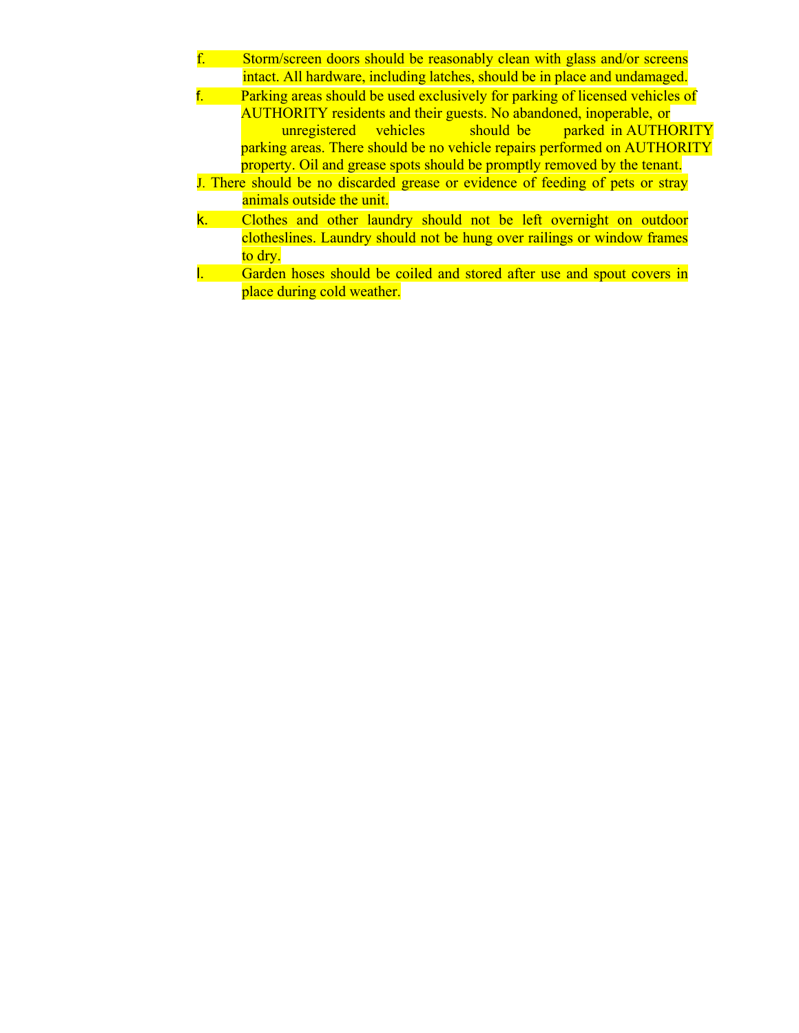f. Storm/screen doors should be reasonably clean with glass and/or screens intact. All hardware, including latches, should be in place and undamaged.

f. Parking areas should be used exclusively for parking of licensed vehicles of AUTHORITY residents and their guests. No abandoned, inoperable, or unregistered vehicles should be parked in AUTHORITY parking areas. There should be no vehicle repairs performed on AUTHORITY property. Oil and grease spots should be promptly removed by the tenant.

J. There should be no discarded grease or evidence of feeding of pets or stray animals outside the unit.

k. Clothes and other laundry should not be left overnight on outdoor clotheslines. Laundry should not be hung over railings or window frames to dry.

l. Garden hoses should be coiled and stored after use and spout covers in place during cold weather.